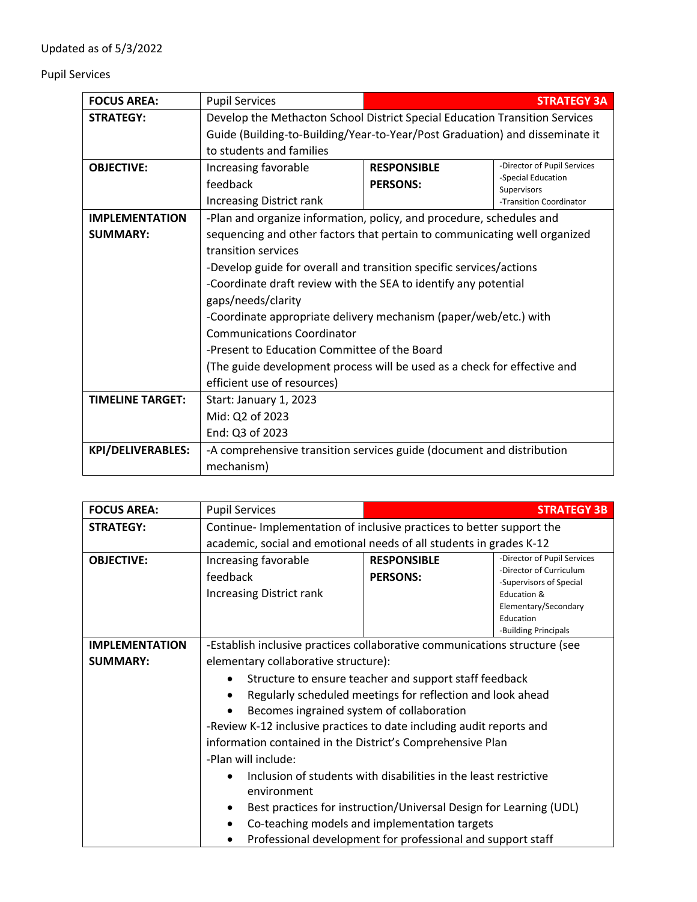Updated as of 5/3/2022

Pupil Services

| FOCUS AREA: | Pupil Services | | STRATEGY 3A |
|---|---|---|---|
| STRATEGY: | Develop the Methacton School District Special Education Transition Services Guide (Building-to-Building/Year-to-Year/Post Graduation) and disseminate it to students and families | | |
| OBJECTIVE: | Increasing favorable feedback<br>Increasing District rank | RESPONSIBLE PERSONS: | -Director of Pupil Services<br>-Special Education Supervisors<br>-Transition Coordinator |
| IMPLEMENTATION SUMMARY: | -Plan and organize information, policy, and procedure, schedules and sequencing and other factors that pertain to communicating well organized transition services<br>-Develop guide for overall and transition specific services/actions<br>-Coordinate draft review with the SEA to identify any potential gaps/needs/clarity<br>-Coordinate appropriate delivery mechanism (paper/web/etc.) with Communications Coordinator<br>-Present to Education Committee of the Board<br>(The guide development process will be used as a check for effective and efficient use of resources) | | |
| TIMELINE TARGET: | Start: January 1, 2023<br>Mid: Q2 of 2023<br>End: Q3 of 2023 | | |
| KPI/DELIVERABLES: | -A comprehensive transition services guide (document and distribution mechanism) | | |

| FOCUS AREA: | Pupil Services | | STRATEGY 3B |
|---|---|---|---|
| STRATEGY: | Continue- Implementation of inclusive practices to better support the academic, social and emotional needs of all students in grades K-12 | | |
| OBJECTIVE: | Increasing favorable feedback<br>Increasing District rank | RESPONSIBLE PERSONS: | -Director of Pupil Services<br>-Director of Curriculum<br>-Supervisors of Special Education & Elementary/Secondary Education<br>-Building Principals |
| IMPLEMENTATION SUMMARY: | -Establish inclusive practices collaborative communications structure (see elementary collaborative structure):<br>• Structure to ensure teacher and support staff feedback<br>• Regularly scheduled meetings for reflection and look ahead<br>• Becomes ingrained system of collaboration<br>-Review K-12 inclusive practices to date including audit reports and information contained in the District's Comprehensive Plan<br>-Plan will include:<br>• Inclusion of students with disabilities in the least restrictive environment<br>• Best practices for instruction/Universal Design for Learning (UDL)<br>• Co-teaching models and implementation targets<br>• Professional development for professional and support staff | | |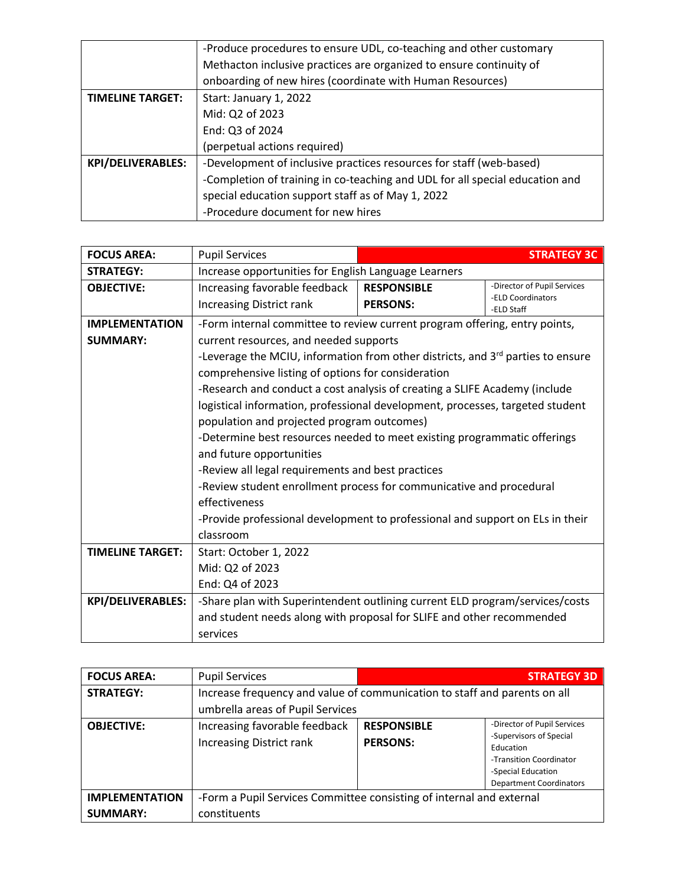| | |
|---|---|
| | -Produce procedures to ensure UDL, co-teaching and other customary Methacton inclusive practices are organized to ensure continuity of onboarding of new hires (coordinate with Human Resources) |
| **TIMELINE TARGET:** | Start: January 1, 2022<br>Mid: Q2 of 2023<br>End: Q3 of 2024<br>(perpetual actions required) |
| **KPI/DELIVERABLES:** | -Development of inclusive practices resources for staff (web-based)<br>-Completion of training in co-teaching and UDL for all special education and special education support staff as of May 1, 2022<br>-Procedure document for new hires |

| **FOCUS AREA:** | Pupil Services | | **STRATEGY 3C** |
|---|---|---|---|
| **STRATEGY:** | Increase opportunities for English Language Learners | | |
| **OBJECTIVE:** | Increasing favorable feedback<br>Increasing District rank | **RESPONSIBLE PERSONS:** | -Director of Pupil Services<br>-ELD Coordinators<br>-ELD Staff |
| **IMPLEMENTATION SUMMARY:** | -Form internal committee to review current program offering, entry points, current resources, and needed supports<br>-Leverage the MCIU, information from other districts, and 3rd parties to ensure comprehensive listing of options for consideration<br>-Research and conduct a cost analysis of creating a SLIFE Academy (include logistical information, professional development, processes, targeted student population and projected program outcomes)<br>-Determine best resources needed to meet existing programmatic offerings and future opportunities<br>-Review all legal requirements and best practices<br>-Review student enrollment process for communicative and procedural effectiveness<br>-Provide professional development to professional and support on ELs in their classroom | | |
| **TIMELINE TARGET:** | Start: October 1, 2022<br>Mid: Q2 of 2023<br>End: Q4 of 2023 | | |
| **KPI/DELIVERABLES:** | -Share plan with Superintendent outlining current ELD program/services/costs and student needs along with proposal for SLIFE and other recommended services | | |

| **FOCUS AREA:** | Pupil Services | | **STRATEGY 3D** |
|---|---|---|---|
| **STRATEGY:** | Increase frequency and value of communication to staff and parents on all umbrella areas of Pupil Services | | |
| **OBJECTIVE:** | Increasing favorable feedback<br>Increasing District rank | **RESPONSIBLE PERSONS:** | -Director of Pupil Services<br>-Supervisors of Special Education<br>-Transition Coordinator<br>-Special Education Department Coordinators |
| **IMPLEMENTATION SUMMARY:** | -Form a Pupil Services Committee consisting of internal and external constituents | | |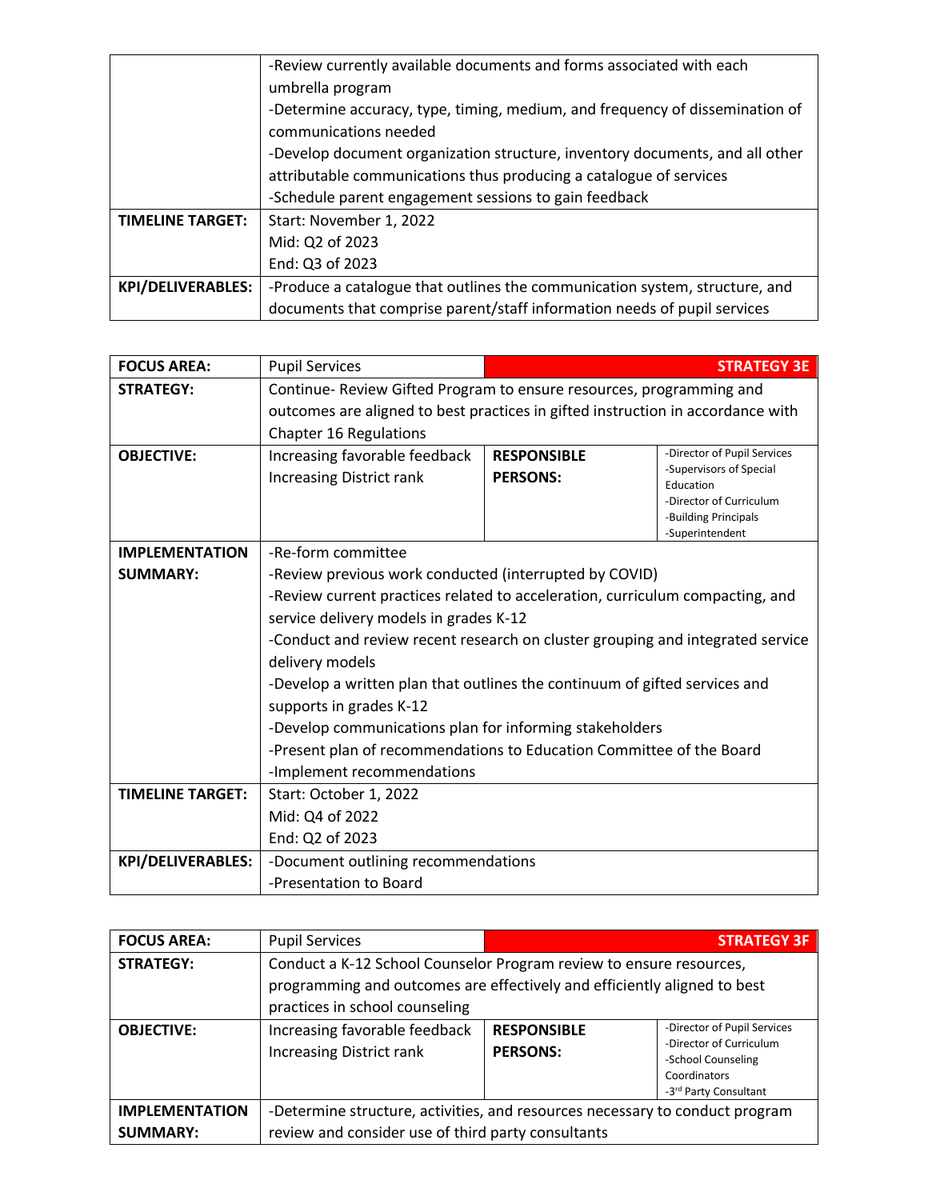| | |
|---|---|
| | -Review currently available documents and forms associated with each umbrella program<br>-Determine accuracy, type, timing, medium, and frequency of dissemination of communications needed<br>-Develop document organization structure, inventory documents, and all other attributable communications thus producing a catalogue of services<br>-Schedule parent engagement sessions to gain feedback |
| **TIMELINE TARGET:** | Start: November 1, 2022<br>Mid: Q2 of 2023<br>End: Q3 of 2023 |
| **KPI/DELIVERABLES:** | -Produce a catalogue that outlines the communication system, structure, and documents that comprise parent/staff information needs of pupil services |

| **FOCUS AREA:** | Pupil Services | | **STRATEGY 3E** |
|---|---|---|---|
| **STRATEGY:** | Continue- Review Gifted Program to ensure resources, programming and outcomes are aligned to best practices in gifted instruction in accordance with Chapter 16 Regulations | | |
| **OBJECTIVE:** | Increasing favorable feedback<br>Increasing District rank | **RESPONSIBLE PERSONS:** | -Director of Pupil Services<br>-Supervisors of Special Education<br>-Director of Curriculum<br>-Building Principals<br>-Superintendent |
| **IMPLEMENTATION SUMMARY:** | -Re-form committee<br>-Review previous work conducted (interrupted by COVID)<br>-Review current practices related to acceleration, curriculum compacting, and service delivery models in grades K-12<br>-Conduct and review recent research on cluster grouping and integrated service delivery models<br>-Develop a written plan that outlines the continuum of gifted services and supports in grades K-12<br>-Develop communications plan for informing stakeholders<br>-Present plan of recommendations to Education Committee of the Board<br>-Implement recommendations | | |
| **TIMELINE TARGET:** | Start: October 1, 2022<br>Mid: Q4 of 2022<br>End: Q2 of 2023 | | |
| **KPI/DELIVERABLES:** | -Document outlining recommendations<br>-Presentation to Board | | |

| **FOCUS AREA:** | Pupil Services | | **STRATEGY 3F** |
|---|---|---|---|
| **STRATEGY:** | Conduct a K-12 School Counselor Program review to ensure resources, programming and outcomes are effectively and efficiently aligned to best practices in school counseling | | |
| **OBJECTIVE:** | Increasing favorable feedback<br>Increasing District rank | **RESPONSIBLE PERSONS:** | -Director of Pupil Services<br>-Director of Curriculum<br>-School Counseling Coordinators<br>-3rd Party Consultant |
| **IMPLEMENTATION SUMMARY:** | -Determine structure, activities, and resources necessary to conduct program review and consider use of third party consultants | | |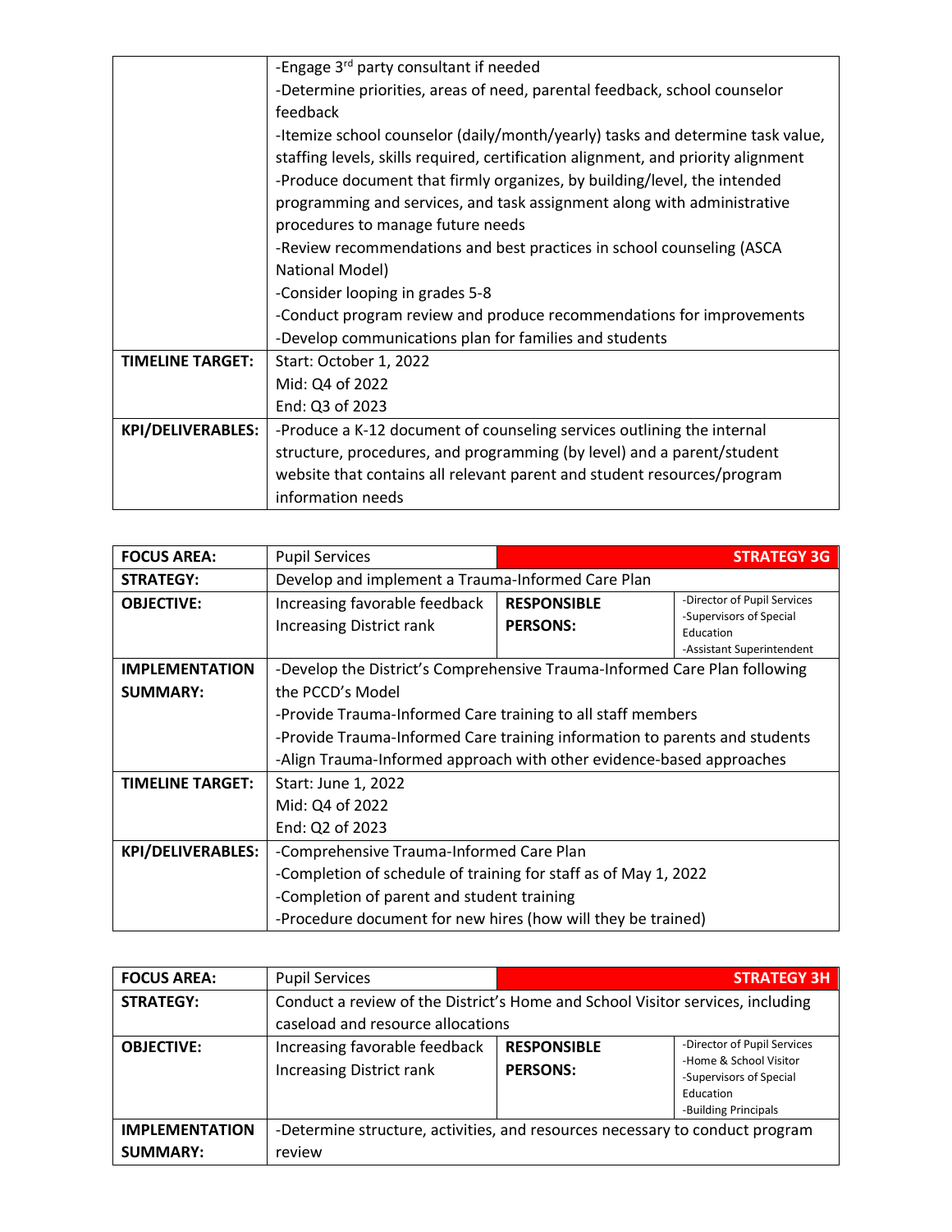| | |
|---|---|
| | -Engage 3[rd] party consultant if needed<br>-Determine priorities, areas of need, parental feedback, school counselor feedback<br>-Itemize school counselor (daily/month/yearly) tasks and determine task value, staffing levels, skills required, certification alignment, and priority alignment<br>-Produce document that firmly organizes, by building/level, the intended programming and services, and task assignment along with administrative procedures to manage future needs<br>-Review recommendations and best practices in school counseling (ASCA National Model)<br>-Consider looping in grades 5-8<br>-Conduct program review and produce recommendations for improvements<br>-Develop communications plan for families and students |
| **TIMELINE TARGET:** | Start: October 1, 2022<br>Mid: Q4 of 2022<br>End: Q3 of 2023 |
| **KPI/DELIVERABLES:** | -Produce a K-12 document of counseling services outlining the internal structure, procedures, and programming (by level) and a parent/student website that contains all relevant parent and student resources/program information needs |

| **FOCUS AREA:** | Pupil Services | | **STRATEGY 3G** |
|---|---|---|---|
| **STRATEGY:** | Develop and implement a Trauma-Informed Care Plan | | |
| **OBJECTIVE:** | Increasing favorable feedback<br>Increasing District rank | **RESPONSIBLE PERSONS:** | -Director of Pupil Services<br>-Supervisors of Special Education<br>-Assistant Superintendent |
| **IMPLEMENTATION SUMMARY:** | -Develop the District's Comprehensive Trauma-Informed Care Plan following the PCCD's Model<br>-Provide Trauma-Informed Care training to all staff members<br>-Provide Trauma-Informed Care training information to parents and students<br>-Align Trauma-Informed approach with other evidence-based approaches | | |
| **TIMELINE TARGET:** | Start: June 1, 2022<br>Mid: Q4 of 2022<br>End: Q2 of 2023 | | |
| **KPI/DELIVERABLES:** | -Comprehensive Trauma-Informed Care Plan<br>-Completion of schedule of training for staff as of May 1, 2022<br>-Completion of parent and student training<br>-Procedure document for new hires (how will they be trained) | | |

| **FOCUS AREA:** | Pupil Services | | **STRATEGY 3H** |
|---|---|---|---|
| **STRATEGY:** | Conduct a review of the District's Home and School Visitor services, including caseload and resource allocations | | |
| **OBJECTIVE:** | Increasing favorable feedback<br>Increasing District rank | **RESPONSIBLE PERSONS:** | -Director of Pupil Services<br>-Home & School Visitor<br>-Supervisors of Special Education<br>-Building Principals |
| **IMPLEMENTATION SUMMARY:** | -Determine structure, activities, and resources necessary to conduct program review | | |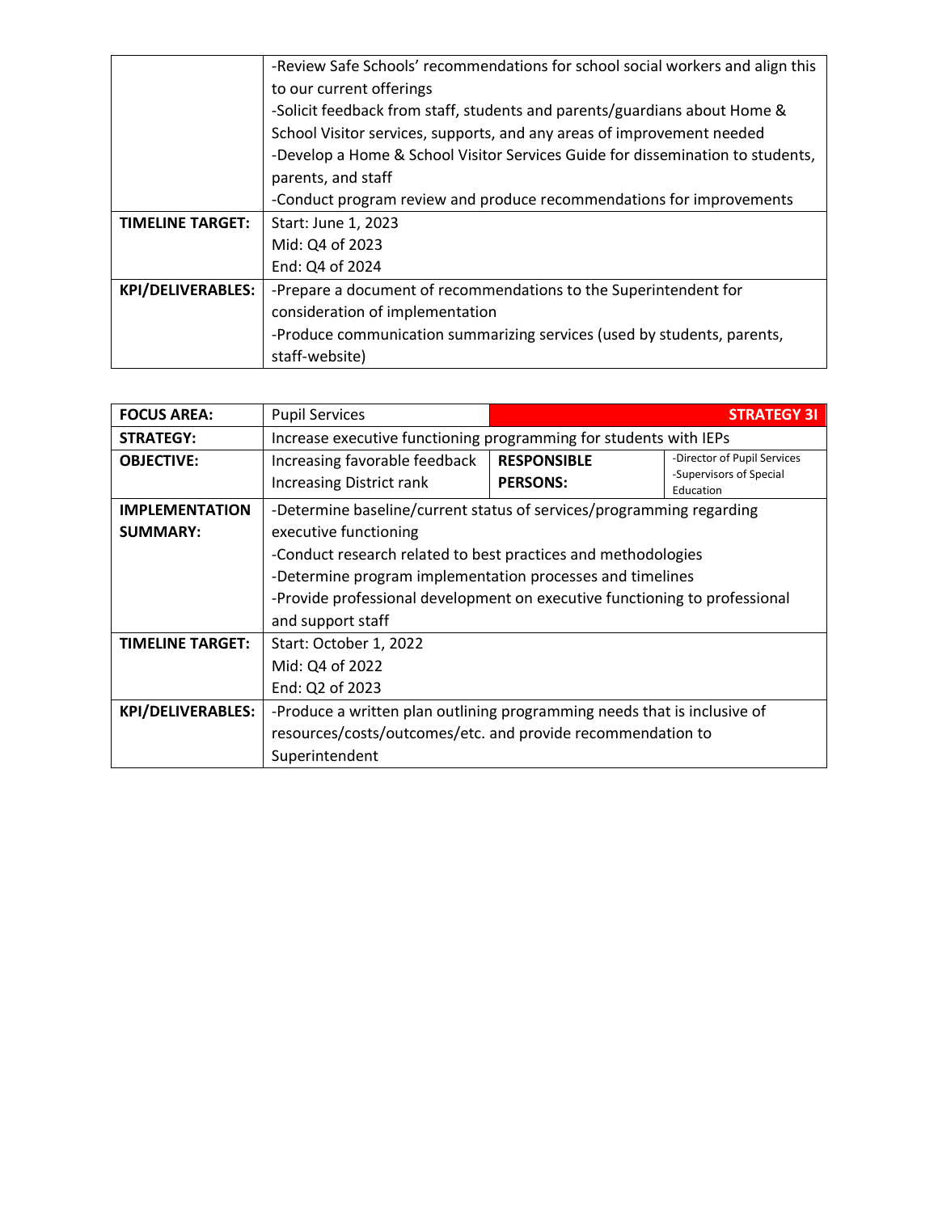| | |
|---|---|
| | -Review Safe Schools' recommendations for school social workers and align this to our current offerings<br>-Solicit feedback from staff, students and parents/guardians about Home & School Visitor services, supports, and any areas of improvement needed<br>-Develop a Home & School Visitor Services Guide for dissemination to students, parents, and staff<br>-Conduct program review and produce recommendations for improvements |
| **TIMELINE TARGET:** | Start: June 1, 2023<br>Mid: Q4 of 2023<br>End: Q4 of 2024 |
| **KPI/DELIVERABLES:** | -Prepare a document of recommendations to the Superintendent for consideration of implementation<br>-Produce communication summarizing services (used by students, parents, staff-website) |

| | | | |
|---|---|---|---|
| **FOCUS AREA:** | Pupil Services | | **STRATEGY 3I** |
| **STRATEGY:** | Increase executive functioning programming for students with IEPs | | |
| **OBJECTIVE:** | Increasing favorable feedback<br>Increasing District rank | **RESPONSIBLE PERSONS:** | -Director of Pupil Services<br>-Supervisors of Special Education |
| **IMPLEMENTATION SUMMARY:** | -Determine baseline/current status of services/programming regarding executive functioning<br>-Conduct research related to best practices and methodologies<br>-Determine program implementation processes and timelines<br>-Provide professional development on executive functioning to professional and support staff | | |
| **TIMELINE TARGET:** | Start: October 1, 2022<br>Mid: Q4 of 2022<br>End: Q2 of 2023 | | |
| **KPI/DELIVERABLES:** | -Produce a written plan outlining programming needs that is inclusive of resources/costs/outcomes/etc. and provide recommendation to Superintendent | | |